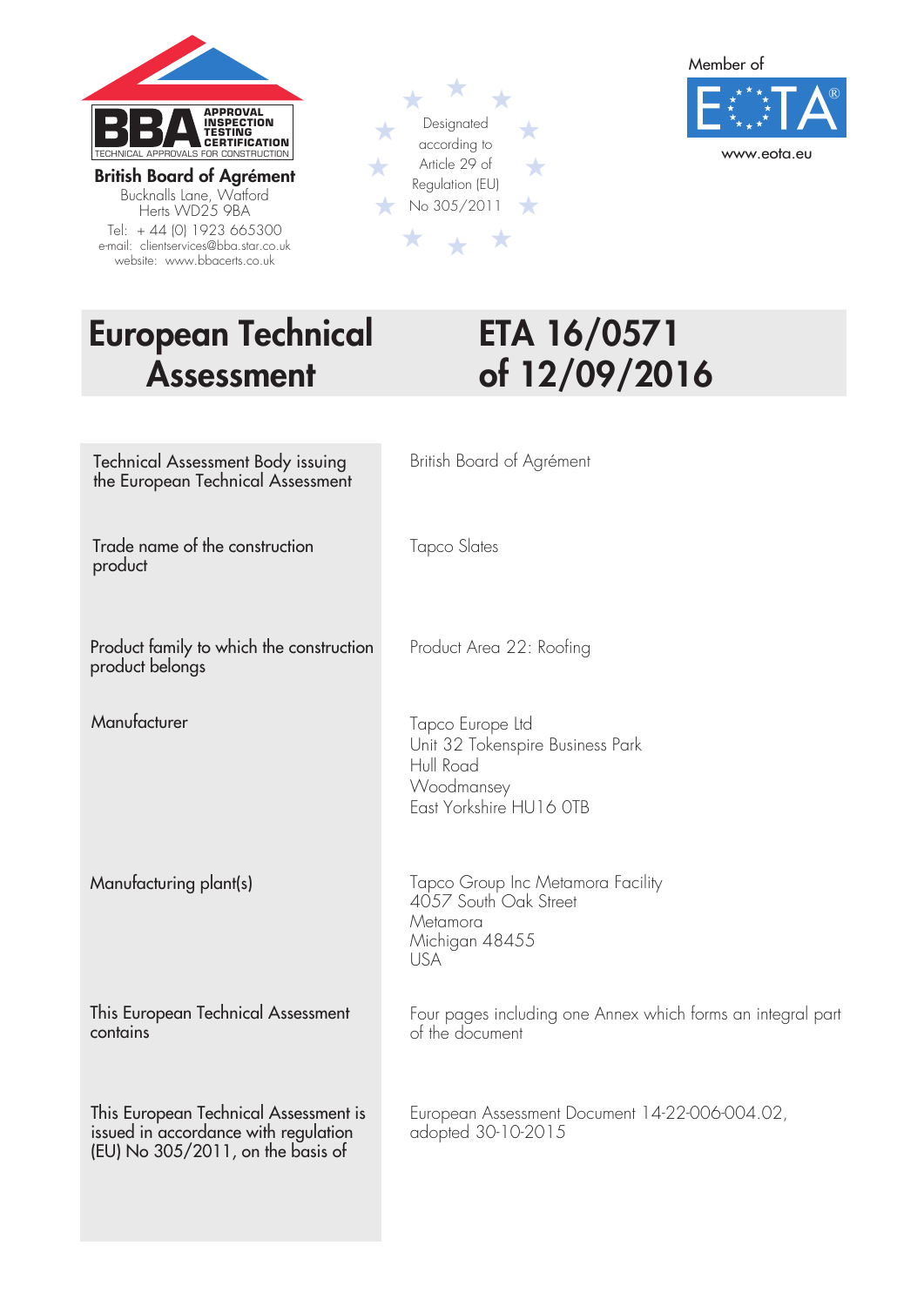British Board of Agrément
Bucknalls Lane, Watford
Herts WD25 9BA
Tel: + 44 (0) 1923 665300
e-mail: clientservices@bba.star.co.uk
website: www.bbacerts.co.uk

Designated according to Article 29 of Regulation (EU) No 305/2011

Member of EOTA
www.eota.eu

# European Technical Assessment

# ETA 16/0571 of 12/09/2016

| | |
|---|---|
| Technical Assessment Body issuing the European Technical Assessment | British Board of Agrément |
| Trade name of the construction product | Tapco Slates |
| Product family to which the construction product belongs | Product Area 22: Roofing |
| Manufacturer | Tapco Europe Ltd<br>Unit 32 Tokenspire Business Park<br>Hull Road<br>Woodmansey<br>East Yorkshire HU16 0TB |
| Manufacturing plant(s) | Tapco Group Inc Metamora Facility<br>4057 South Oak Street<br>Metamora<br>Michigan 48455<br>USA |
| This European Technical Assessment contains | Four pages including one Annex which forms an integral part of the document |
| This European Technical Assessment is issued in accordance with regulation (EU) No 305/2011, on the basis of | European Assessment Document 14-22-006-004.02, adopted 30-10-2015 |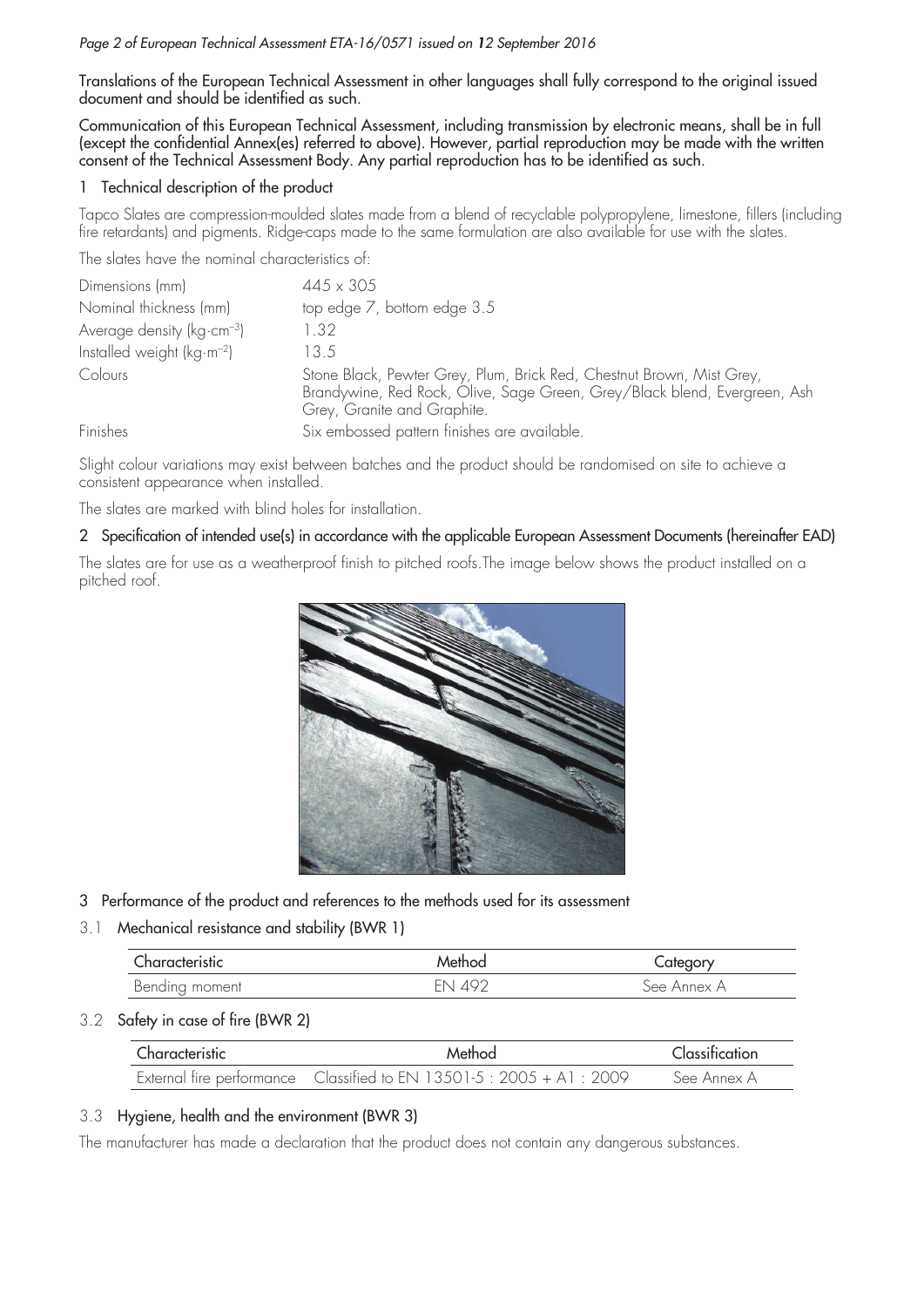Translations of the European Technical Assessment in other languages shall fully correspond to the original issued document and should be identified as such.

Communication of this European Technical Assessment, including transmission by electronic means, shall be in full (except the confidential Annex(es) referred to above). However, partial reproduction may be made with the written consent of the Technical Assessment Body. Any partial reproduction has to be identified as such.

## 1 Technical description of the product

Tapco Slates are compression-moulded slates made from a blend of recyclable polypropylene, limestone, fillers (including fire retardants) and pigments. Ridge-caps made to the same formulation are also available for use with the slates.

The slates have the nominal characteristics of:

| | |
|---|---|
| Dimensions (mm) | 445 x 305 |
| Nominal thickness (mm) | top edge 7, bottom edge 3.5 |
| Average density (kg·cm$^{-3}$) | 1.32 |
| Installed weight (kg·m$^{-2}$) | 13.5 |
| Colours | Stone Black, Pewter Grey, Plum, Brick Red, Chestnut Brown, Mist Grey, Brandywine, Red Rock, Olive, Sage Green, Grey/Black blend, Evergreen, Ash Grey, Granite and Graphite. |
| Finishes | Six embossed pattern finishes are available. |

Slight colour variations may exist between batches and the product should be randomised on site to achieve a consistent appearance when installed.

The slates are marked with blind holes for installation.

## 2 Specification of intended use(s) in accordance with the applicable European Assessment Documents (hereinafter EAD)

The slates are for use as a weatherproof finish to pitched roofs.The image below shows the product installed on a pitched roof.

## 3 Performance of the product and references to the methods used for its assessment

### 3.1 Mechanical resistance and stability (BWR 1)

| Characteristic | Method | Category |
|---|---|---|
| Bending moment | EN 492 | See Annex A |

### 3.2 Safety in case of fire (BWR 2)

| Characteristic | Method | Classification |
|---|---|---|
| External fire performance | Classified to EN 13501-5 : 2005 + A1 : 2009 | See Annex A |

### 3.3 Hygiene, health and the environment (BWR 3)

The manufacturer has made a declaration that the product does not contain any dangerous substances.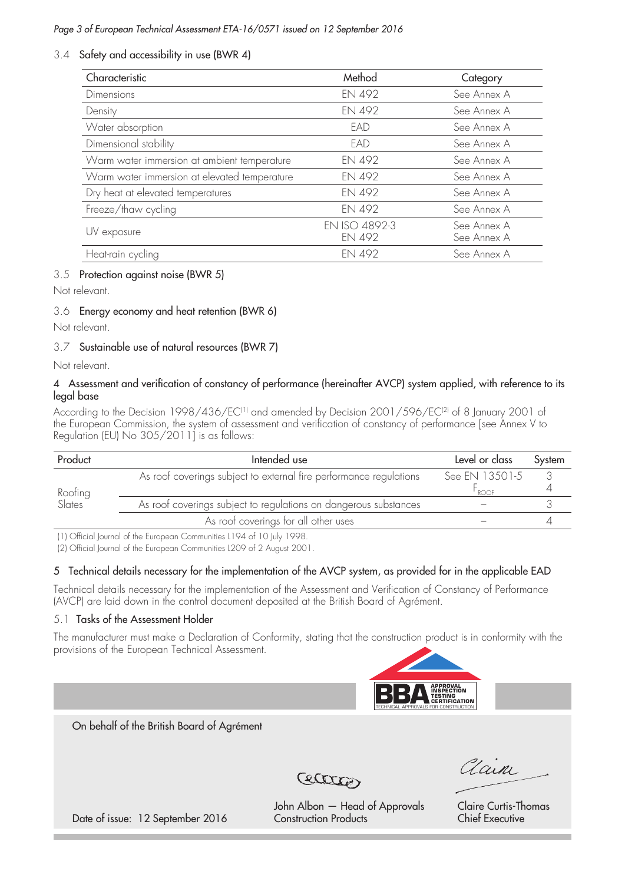### 3.4 Safety and accessibility in use (BWR 4)

| Characteristic | Method | Category |
| --- | --- | --- |
| Dimensions | EN 492 | See Annex A |
| Density | EN 492 | See Annex A |
| Water absorption | EAD | See Annex A |
| Dimensional stability | EAD | See Annex A |
| Warm water immersion at ambient temperature | EN 492 | See Annex A |
| Warm water immersion at elevated temperature | EN 492 | See Annex A |
| Dry heat at elevated temperatures | EN 492 | See Annex A |
| Freeze/thaw cycling | EN 492 | See Annex A |
| UV exposure | EN ISO 4892-3<br>EN 492 | See Annex A<br>See Annex A |
| Heat-rain cycling | EN 492 | See Annex A |

### 3.5 Protection against noise (BWR 5)

Not relevant.

### 3.6 Energy economy and heat retention (BWR 6)

Not relevant.

### 3.7 Sustainable use of natural resources (BWR 7)

Not relevant.

## 4 Assessment and verification of constancy of performance (hereinafter AVCP) system applied, with reference to its legal base

According to the Decision 1998/436/EC[1] and amended by Decision 2001/596/EC[2] of 8 January 2001 of the European Commission, the system of assessment and verification of constancy of performance [see Annex V to Regulation (EU) No 305/2011] is as follows:

| Product | Intended use | Level or class | System |
| --- | --- | --- | --- |
| Roofing Slates | As roof coverings subject to external fire performance regulations | See EN 13501-5<br>$F_{ROOF}$ | 3<br>4 |
| | As roof coverings subject to regulations on dangerous substances | – | 3 |
| | As roof coverings for all other uses | – | 4 |

(1) Official Journal of the European Communities L194 of 10 July 1998.

(2) Official Journal of the European Communities L209 of 2 August 2001.

## 5 Technical details necessary for the implementation of the AVCP system, as provided for in the applicable EAD

Technical details necessary for the implementation of the Assessment and Verification of Constancy of Performance (AVCP) are laid down in the control document deposited at the British Board of Agrément.

### 5.1 Tasks of the Assessment Holder

The manufacturer must make a Declaration of Conformity, stating that the construction product is in conformity with the provisions of the European Technical Assessment.

On behalf of the British Board of Agrément

Date of issue: 12 September 2016

John Albon — Head of Approvals
Construction Products

Claire Curtis-Thomas
Chief Executive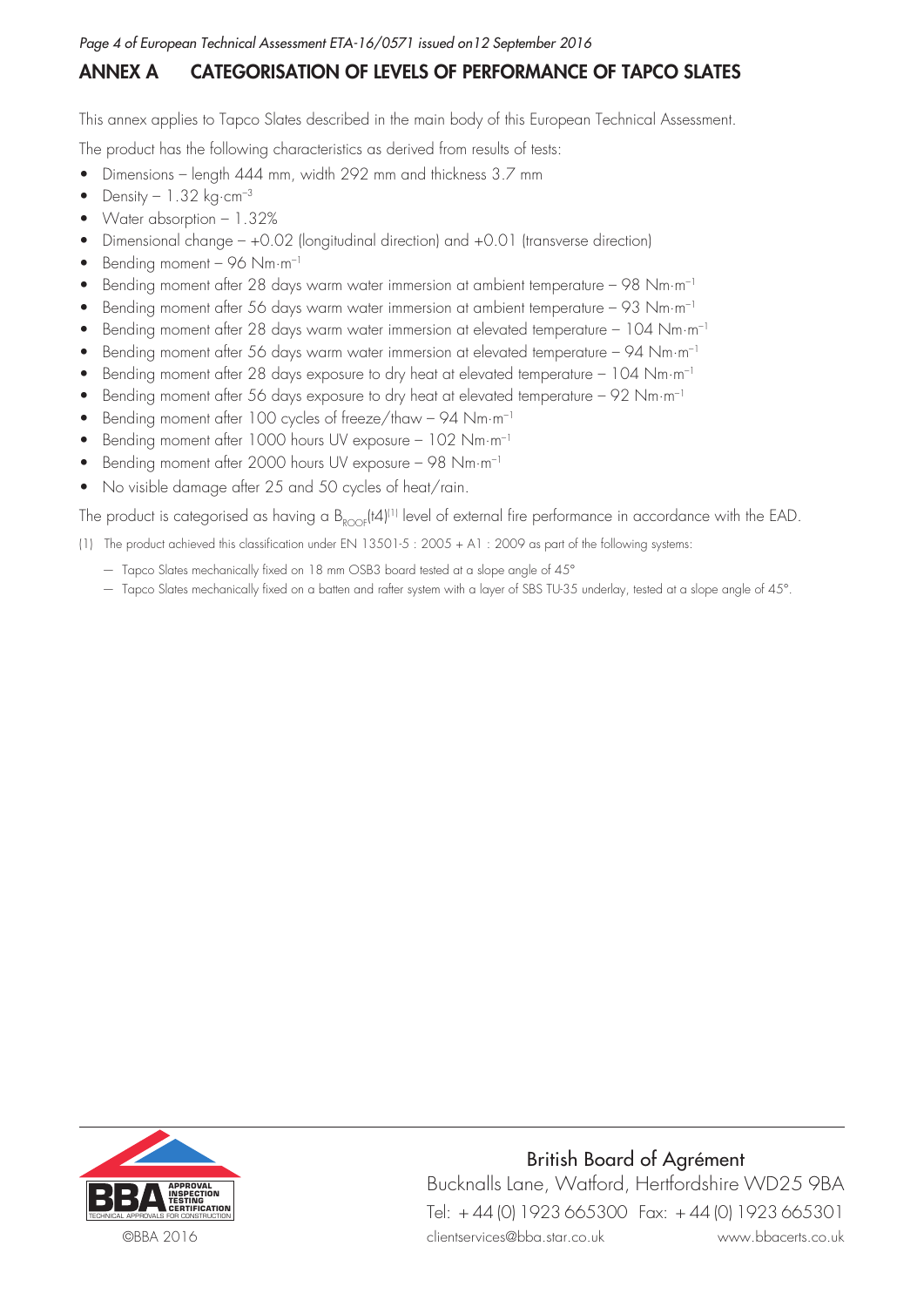## ANNEX A CATEGORISATION OF LEVELS OF PERFORMANCE OF TAPCO SLATES

This annex applies to Tapco Slates described in the main body of this European Technical Assessment.

The product has the following characteristics as derived from results of tests:

- Dimensions – length 444 mm, width 292 mm and thickness 3.7 mm
- Density – 1.32 $kg{\cdot}cm^{-3}$
- Water absorption – 1.32%
- Dimensional change – +0.02 (longitudinal direction) and +0.01 (transverse direction)
- Bending moment – 96 $Nm{\cdot}m^{-1}$
- Bending moment after 28 days warm water immersion at ambient temperature – 98 $Nm{\cdot}m^{-1}$
- Bending moment after 56 days warm water immersion at ambient temperature – 93 $Nm{\cdot}m^{-1}$
- Bending moment after 28 days warm water immersion at elevated temperature – 104 $Nm{\cdot}m^{-1}$
- Bending moment after 56 days warm water immersion at elevated temperature – 94 $Nm{\cdot}m^{-1}$
- Bending moment after 28 days exposure to dry heat at elevated temperature – 104 $Nm{\cdot}m^{-1}$
- Bending moment after 56 days exposure to dry heat at elevated temperature – 92 $Nm{\cdot}m^{-1}$
- Bending moment after 100 cycles of freeze/thaw – 94 $Nm{\cdot}m^{-1}$
- Bending moment after 1000 hours UV exposure – 102 $Nm{\cdot}m^{-1}$
- Bending moment after 2000 hours UV exposure – 98 $Nm{\cdot}m^{-1}$
- No visible damage after 25 and 50 cycles of heat/rain.

The product is categorised as having a $B_{ROOF}(t4)$[1] level of external fire performance in accordance with the EAD.

(1) The product achieved this classification under EN 13501-5 : 2005 + A1 : 2009 as part of the following systems:

- Tapco Slates mechanically fixed on 18 mm OSB3 board tested at a slope angle of 45°
- Tapco Slates mechanically fixed on a batten and rafter system with a layer of SBS TU-35 underlay, tested at a slope angle of 45°.

©BBA 2016

British Board of Agrément
Bucknalls Lane, Watford, Hertfordshire WD25 9BA
Tel: +44 (0) 1923 665300 Fax: +44 (0) 1923 665301
clientservices@bba.star.co.uk www.bbacerts.co.uk